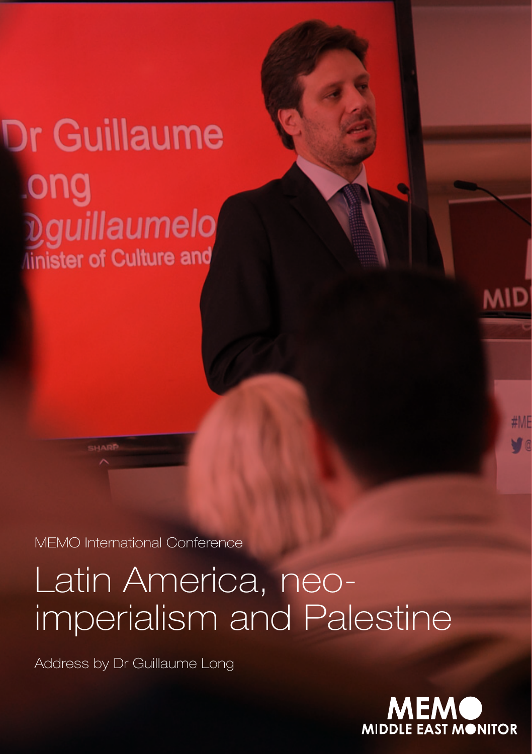MEMO International Conference

# Latin America, neo-imperialism and Palestine

Address by Dr Guillaume Long

MEMO MIDDLE EAST MONITOR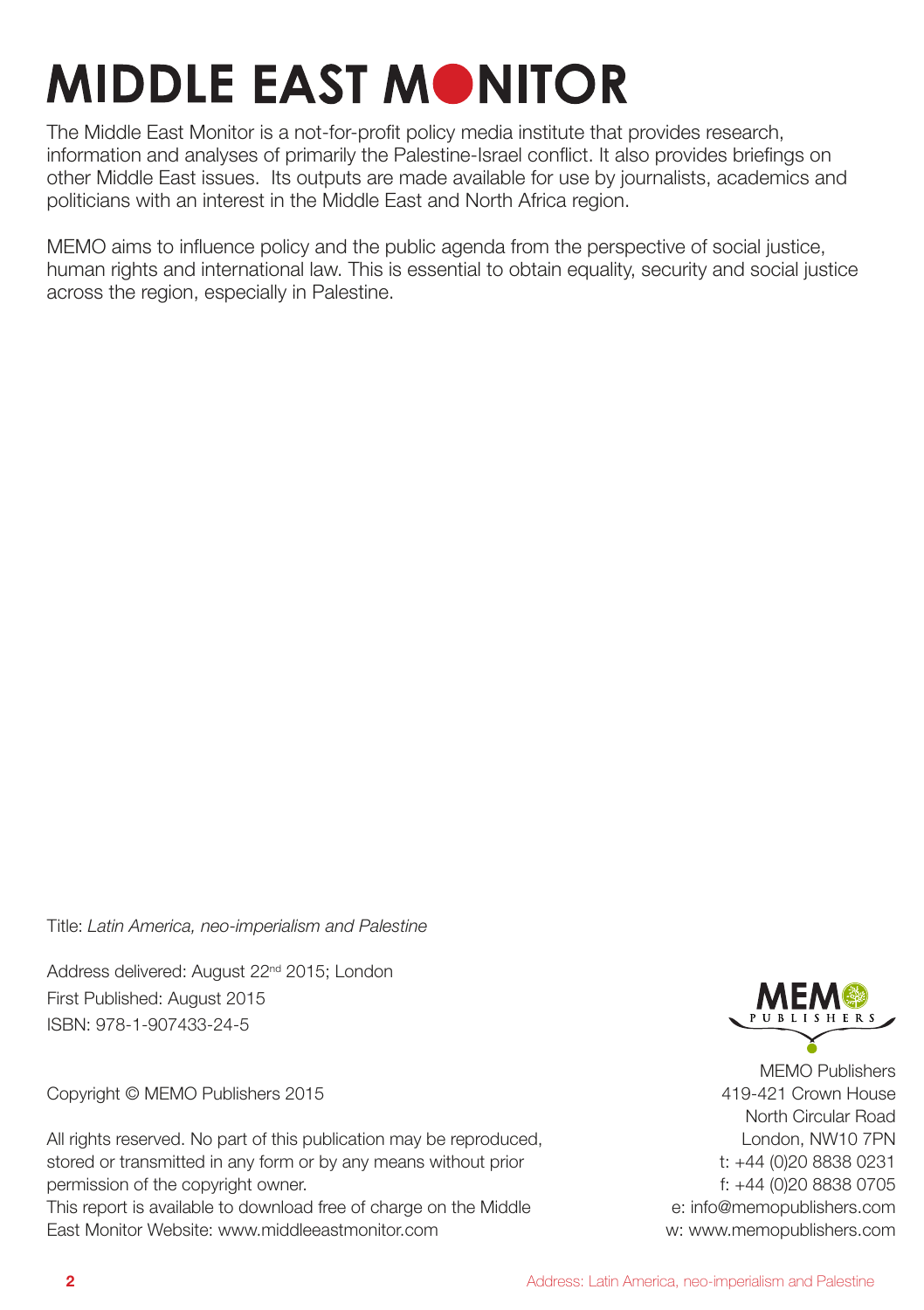# MIDDLE EAST MONITOR

The Middle East Monitor is a not-for-profit policy media institute that provides research, information and analyses of primarily the Palestine-Israel conflict. It also provides briefings on other Middle East issues. Its outputs are made available for use by journalists, academics and politicians with an interest in the Middle East and North Africa region.

MEMO aims to influence policy and the public agenda from the perspective of social justice, human rights and international law. This is essential to obtain equality, security and social justice across the region, especially in Palestine.

Title: *Latin America, neo-imperialism and Palestine*

Address delivered: August 22nd 2015; London
First Published: August 2015
ISBN: 978-1-907433-24-5

Copyright © MEMO Publishers 2015

All rights reserved. No part of this publication may be reproduced, stored or transmitted in any form or by any means without prior permission of the copyright owner.
This report is available to download free of charge on the Middle East Monitor Website: www.middleeastmonitor.com

MEMO Publishers
419-421 Crown House
North Circular Road
London, NW10 7PN
t: +44 (0)20 8838 0231
f: +44 (0)20 8838 0705
e: info@memopublishers.com
w: www.memopublishers.com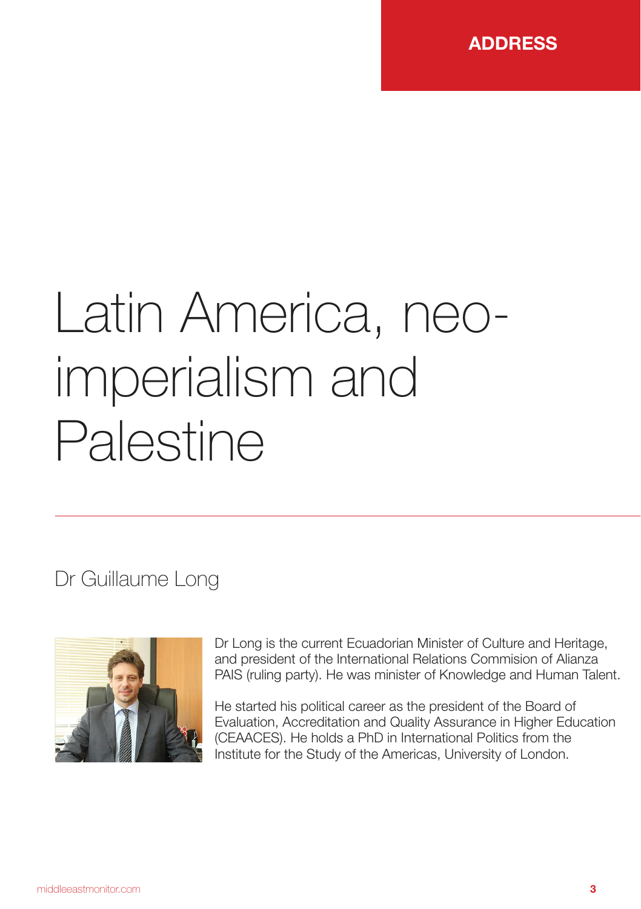ADDRESS

# Latin America, neo-imperialism and Palestine

## Dr Guillaume Long

Dr Long is the current Ecuadorian Minister of Culture and Heritage, and president of the International Relations Commision of Alianza PAIS (ruling party). He was minister of Knowledge and Human Talent.

He started his political career as the president of the Board of Evaluation, Accreditation and Quality Assurance in Higher Education (CEAACES). He holds a PhD in International Politics from the Institute for the Study of the Americas, University of London.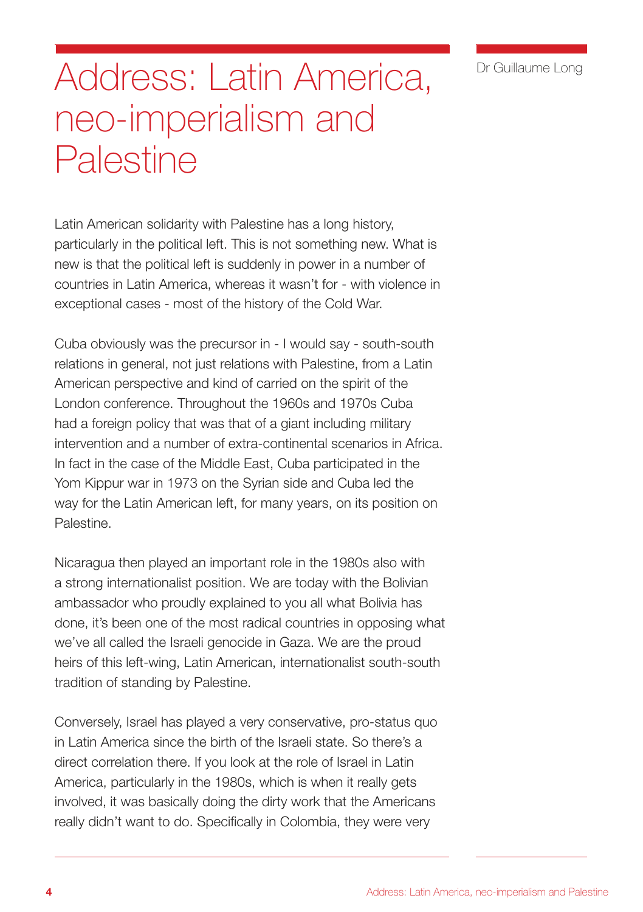# Address: Latin America, neo-imperialism and Palestine

Dr Guillaume Long

Latin American solidarity with Palestine has a long history, particularly in the political left. This is not something new. What is new is that the political left is suddenly in power in a number of countries in Latin America, whereas it wasn't for - with violence in exceptional cases - most of the history of the Cold War.

Cuba obviously was the precursor in - I would say - south-south relations in general, not just relations with Palestine, from a Latin American perspective and kind of carried on the spirit of the London conference. Throughout the 1960s and 1970s Cuba had a foreign policy that was that of a giant including military intervention and a number of extra-continental scenarios in Africa. In fact in the case of the Middle East, Cuba participated in the Yom Kippur war in 1973 on the Syrian side and Cuba led the way for the Latin American left, for many years, on its position on Palestine.

Nicaragua then played an important role in the 1980s also with a strong internationalist position. We are today with the Bolivian ambassador who proudly explained to you all what Bolivia has done, it's been one of the most radical countries in opposing what we've all called the Israeli genocide in Gaza. We are the proud heirs of this left-wing, Latin American, internationalist south-south tradition of standing by Palestine.

Conversely, Israel has played a very conservative, pro-status quo in Latin America since the birth of the Israeli state. So there's a direct correlation there. If you look at the role of Israel in Latin America, particularly in the 1980s, which is when it really gets involved, it was basically doing the dirty work that the Americans really didn't want to do. Specifically in Colombia, they were very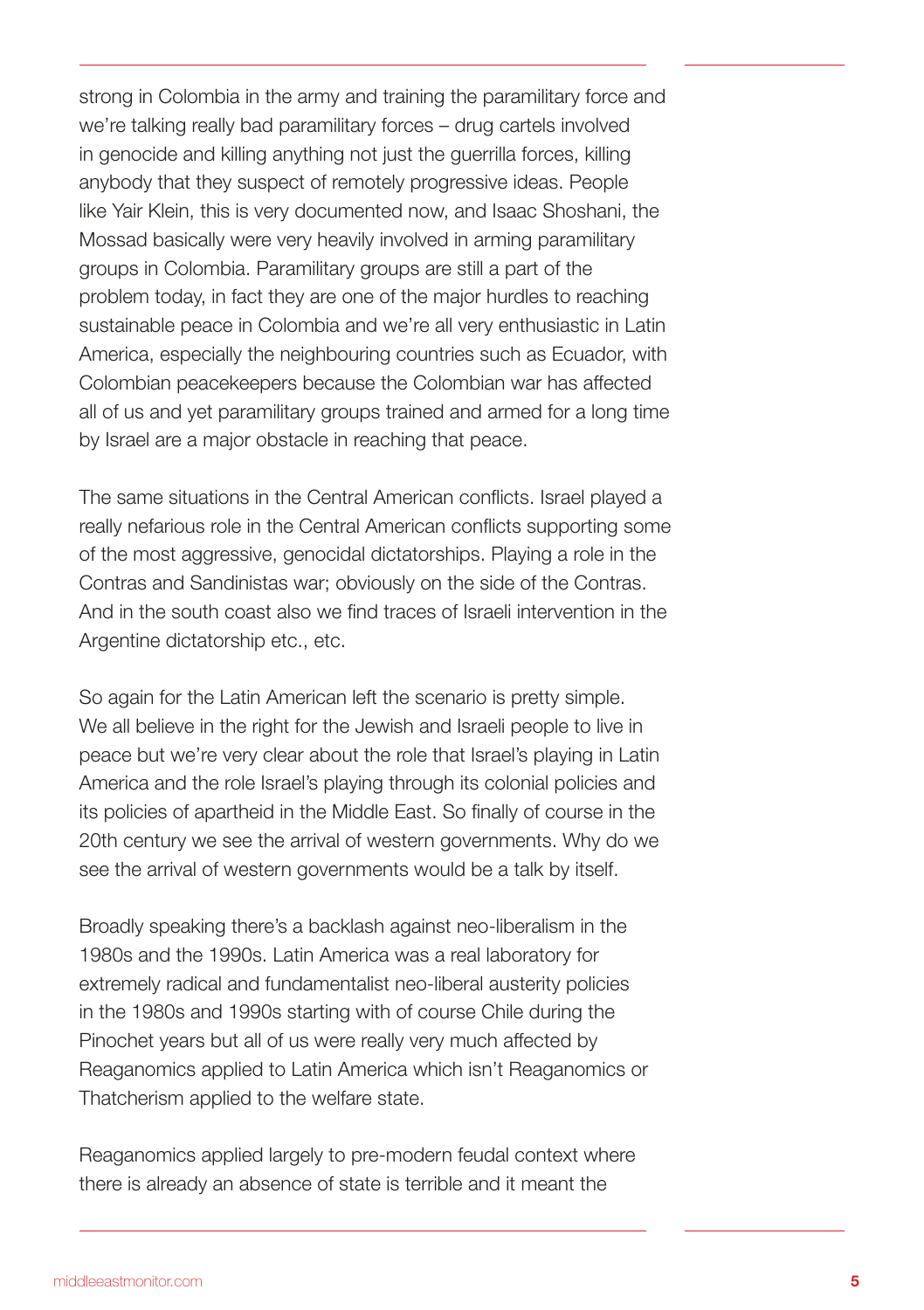strong in Colombia in the army and training the paramilitary force and we're talking really bad paramilitary forces – drug cartels involved in genocide and killing anything not just the guerrilla forces, killing anybody that they suspect of remotely progressive ideas. People like Yair Klein, this is very documented now, and Isaac Shoshani, the Mossad basically were very heavily involved in arming paramilitary groups in Colombia. Paramilitary groups are still a part of the problem today, in fact they are one of the major hurdles to reaching sustainable peace in Colombia and we're all very enthusiastic in Latin America, especially the neighbouring countries such as Ecuador, with Colombian peacekeepers because the Colombian war has affected all of us and yet paramilitary groups trained and armed for a long time by Israel are a major obstacle in reaching that peace.

The same situations in the Central American conflicts. Israel played a really nefarious role in the Central American conflicts supporting some of the most aggressive, genocidal dictatorships. Playing a role in the Contras and Sandinistas war; obviously on the side of the Contras. And in the south coast also we find traces of Israeli intervention in the Argentine dictatorship etc., etc.

So again for the Latin American left the scenario is pretty simple. We all believe in the right for the Jewish and Israeli people to live in peace but we're very clear about the role that Israel's playing in Latin America and the role Israel's playing through its colonial policies and its policies of apartheid in the Middle East. So finally of course in the 20th century we see the arrival of western governments. Why do we see the arrival of western governments would be a talk by itself.

Broadly speaking there's a backlash against neo-liberalism in the 1980s and the 1990s. Latin America was a real laboratory for extremely radical and fundamentalist neo-liberal austerity policies in the 1980s and 1990s starting with of course Chile during the Pinochet years but all of us were really very much affected by Reaganomics applied to Latin America which isn't Reaganomics or Thatcherism applied to the welfare state.

Reaganomics applied largely to pre-modern feudal context where there is already an absence of state is terrible and it meant the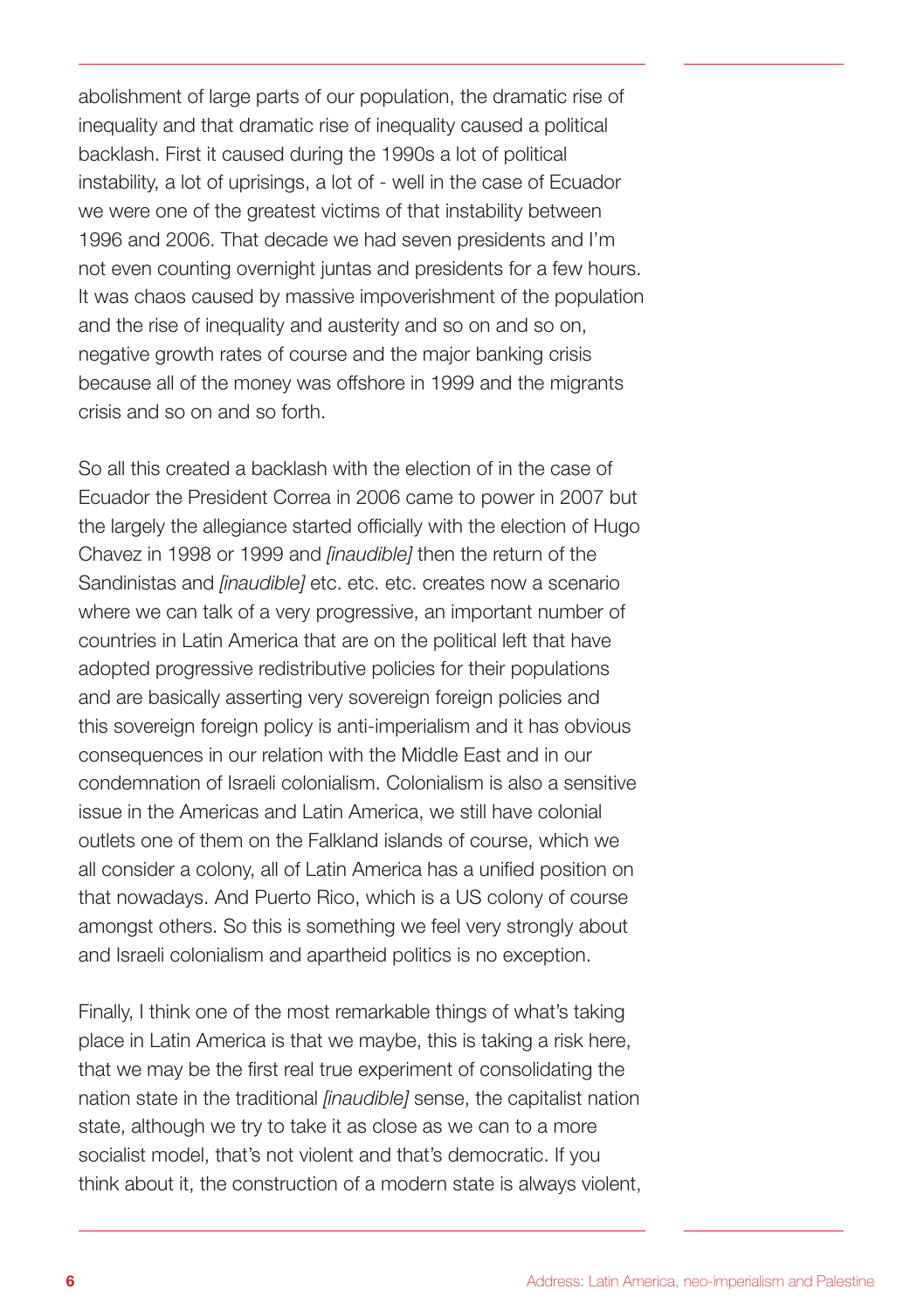abolishment of large parts of our population, the dramatic rise of inequality and that dramatic rise of inequality caused a political backlash. First it caused during the 1990s a lot of political instability, a lot of uprisings, a lot of - well in the case of Ecuador we were one of the greatest victims of that instability between 1996 and 2006. That decade we had seven presidents and I'm not even counting overnight juntas and presidents for a few hours. It was chaos caused by massive impoverishment of the population and the rise of inequality and austerity and so on and so on, negative growth rates of course and the major banking crisis because all of the money was offshore in 1999 and the migrants crisis and so on and so forth.

So all this created a backlash with the election of in the case of Ecuador the President Correa in 2006 came to power in 2007 but the largely the allegiance started officially with the election of Hugo Chavez in 1998 or 1999 and *[inaudible]* then the return of the Sandinistas and *[inaudible]* etc. etc. etc. creates now a scenario where we can talk of a very progressive, an important number of countries in Latin America that are on the political left that have adopted progressive redistributive policies for their populations and are basically asserting very sovereign foreign policies and this sovereign foreign policy is anti-imperialism and it has obvious consequences in our relation with the Middle East and in our condemnation of Israeli colonialism. Colonialism is also a sensitive issue in the Americas and Latin America, we still have colonial outlets one of them on the Falkland islands of course, which we all consider a colony, all of Latin America has a unified position on that nowadays. And Puerto Rico, which is a US colony of course amongst others. So this is something we feel very strongly about and Israeli colonialism and apartheid politics is no exception.

Finally, I think one of the most remarkable things of what's taking place in Latin America is that we maybe, this is taking a risk here, that we may be the first real true experiment of consolidating the nation state in the traditional *[inaudible]* sense, the capitalist nation state, although we try to take it as close as we can to a more socialist model, that's not violent and that's democratic. If you think about it, the construction of a modern state is always violent,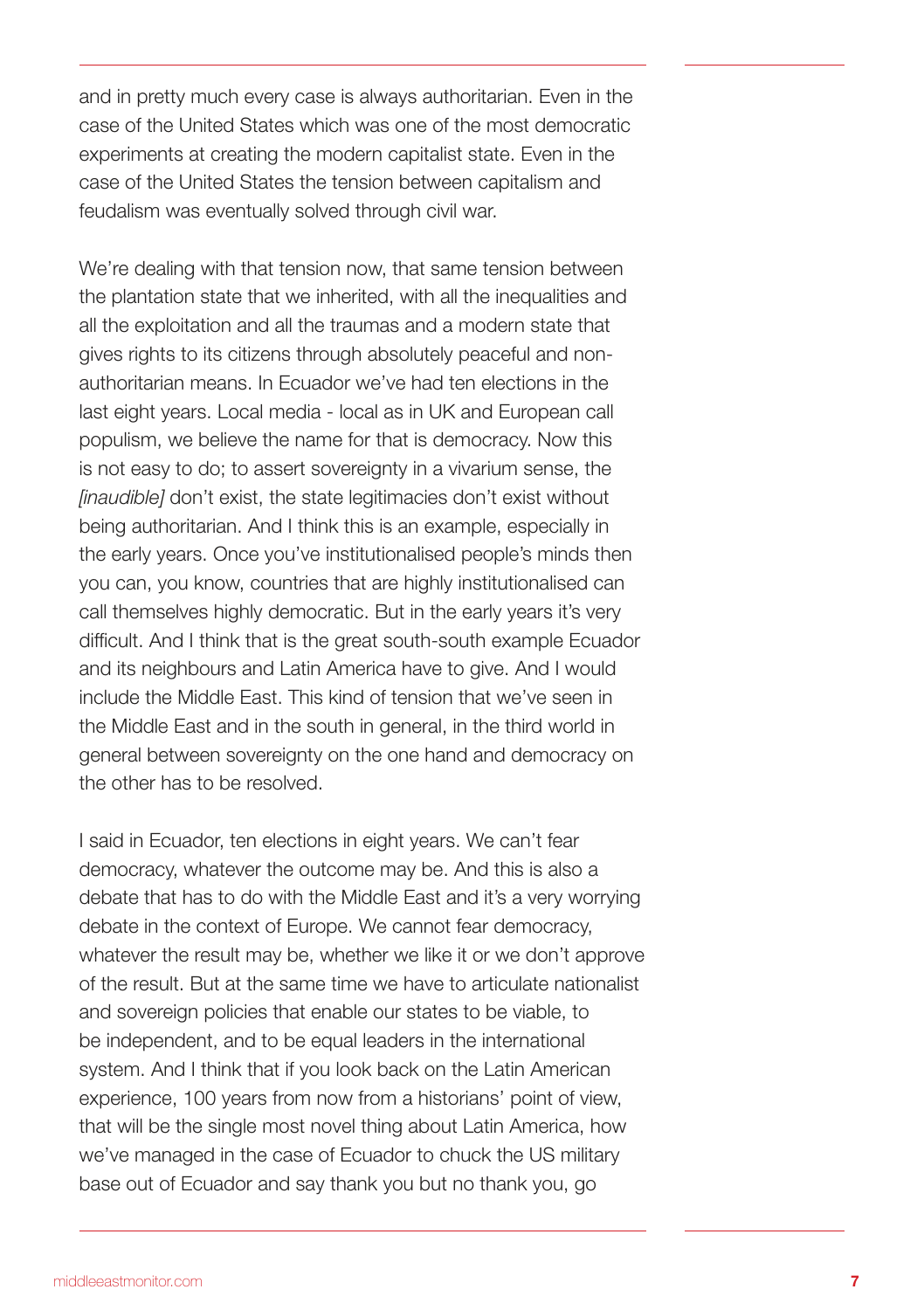and in pretty much every case is always authoritarian. Even in the case of the United States which was one of the most democratic experiments at creating the modern capitalist state. Even in the case of the United States the tension between capitalism and feudalism was eventually solved through civil war.

We're dealing with that tension now, that same tension between the plantation state that we inherited, with all the inequalities and all the exploitation and all the traumas and a modern state that gives rights to its citizens through absolutely peaceful and non-authoritarian means. In Ecuador we've had ten elections in the last eight years. Local media - local as in UK and European call populism, we believe the name for that is democracy. Now this is not easy to do; to assert sovereignty in a vivarium sense, the *[inaudible]* don't exist, the state legitimacies don't exist without being authoritarian. And I think this is an example, especially in the early years. Once you've institutionalised people's minds then you can, you know, countries that are highly institutionalised can call themselves highly democratic. But in the early years it's very difficult. And I think that is the great south-south example Ecuador and its neighbours and Latin America have to give. And I would include the Middle East. This kind of tension that we've seen in the Middle East and in the south in general, in the third world in general between sovereignty on the one hand and democracy on the other has to be resolved.

I said in Ecuador, ten elections in eight years. We can't fear democracy, whatever the outcome may be. And this is also a debate that has to do with the Middle East and it's a very worrying debate in the context of Europe. We cannot fear democracy, whatever the result may be, whether we like it or we don't approve of the result. But at the same time we have to articulate nationalist and sovereign policies that enable our states to be viable, to be independent, and to be equal leaders in the international system. And I think that if you look back on the Latin American experience, 100 years from now from a historians' point of view, that will be the single most novel thing about Latin America, how we've managed in the case of Ecuador to chuck the US military base out of Ecuador and say thank you but no thank you, go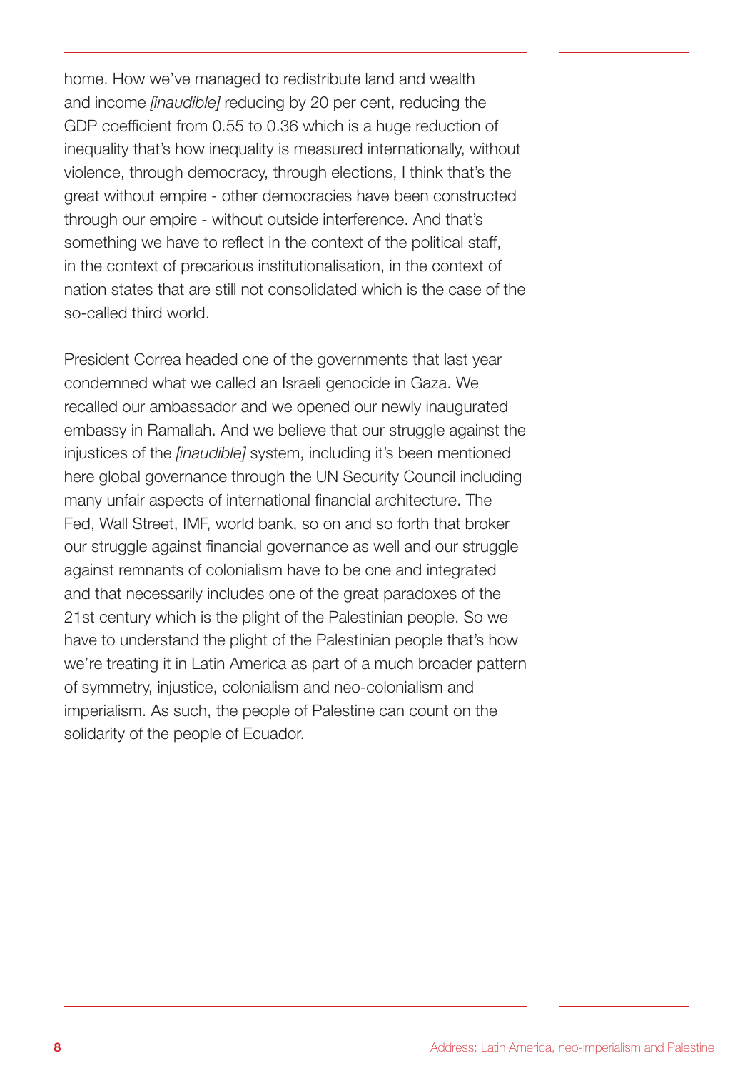home. How we've managed to redistribute land and wealth and income *[inaudible]* reducing by 20 per cent, reducing the GDP coefficient from 0.55 to 0.36 which is a huge reduction of inequality that's how inequality is measured internationally, without violence, through democracy, through elections, I think that's the great without empire - other democracies have been constructed through our empire - without outside interference. And that's something we have to reflect in the context of the political staff, in the context of precarious institutionalisation, in the context of nation states that are still not consolidated which is the case of the so-called third world.

President Correa headed one of the governments that last year condemned what we called an Israeli genocide in Gaza. We recalled our ambassador and we opened our newly inaugurated embassy in Ramallah. And we believe that our struggle against the injustices of the *[inaudible]* system, including it's been mentioned here global governance through the UN Security Council including many unfair aspects of international financial architecture. The Fed, Wall Street, IMF, world bank, so on and so forth that broker our struggle against financial governance as well and our struggle against remnants of colonialism have to be one and integrated and that necessarily includes one of the great paradoxes of the 21st century which is the plight of the Palestinian people. So we have to understand the plight of the Palestinian people that's how we're treating it in Latin America as part of a much broader pattern of symmetry, injustice, colonialism and neo-colonialism and imperialism. As such, the people of Palestine can count on the solidarity of the people of Ecuador.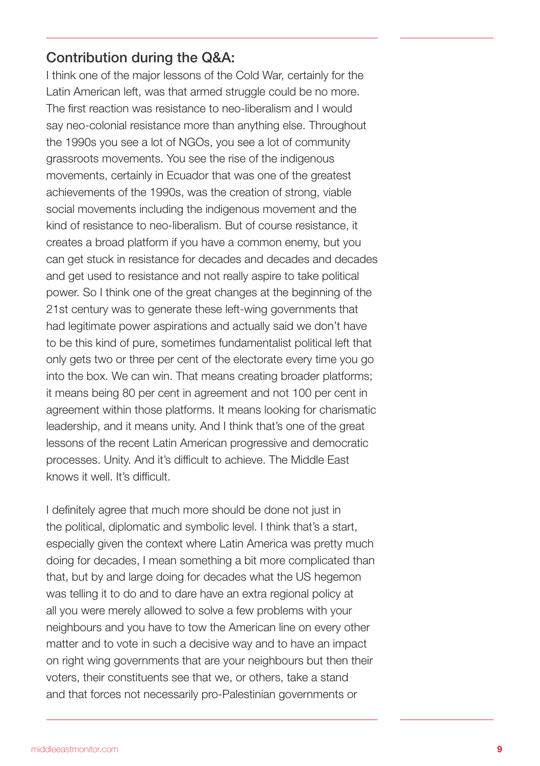### Contribution during the Q&A:

I think one of the major lessons of the Cold War, certainly for the Latin American left, was that armed struggle could be no more. The first reaction was resistance to neo-liberalism and I would say neo-colonial resistance more than anything else. Throughout the 1990s you see a lot of NGOs, you see a lot of community grassroots movements. You see the rise of the indigenous movements, certainly in Ecuador that was one of the greatest achievements of the 1990s, was the creation of strong, viable social movements including the indigenous movement and the kind of resistance to neo-liberalism. But of course resistance, it creates a broad platform if you have a common enemy, but you can get stuck in resistance for decades and decades and decades and get used to resistance and not really aspire to take political power. So I think one of the great changes at the beginning of the 21st century was to generate these left-wing governments that had legitimate power aspirations and actually said we don't have to be this kind of pure, sometimes fundamentalist political left that only gets two or three per cent of the electorate every time you go into the box. We can win. That means creating broader platforms; it means being 80 per cent in agreement and not 100 per cent in agreement within those platforms. It means looking for charismatic leadership, and it means unity. And I think that's one of the great lessons of the recent Latin American progressive and democratic processes. Unity. And it's difficult to achieve. The Middle East knows it well. It's difficult.

I definitely agree that much more should be done not just in the political, diplomatic and symbolic level. I think that's a start, especially given the context where Latin America was pretty much doing for decades, I mean something a bit more complicated than that, but by and large doing for decades what the US hegemon was telling it to do and to dare have an extra regional policy at all you were merely allowed to solve a few problems with your neighbours and you have to tow the American line on every other matter and to vote in such a decisive way and to have an impact on right wing governments that are your neighbours but then their voters, their constituents see that we, or others, take a stand and that forces not necessarily pro-Palestinian governments or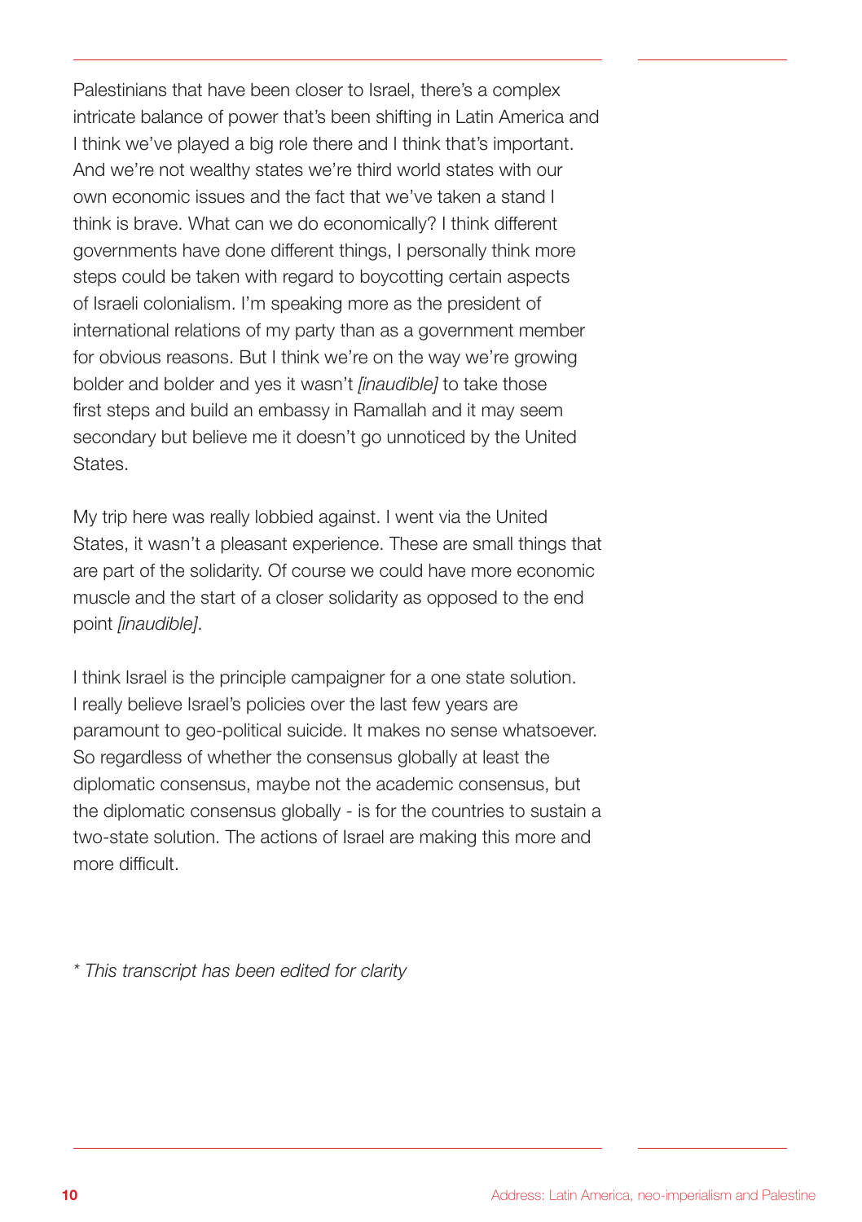Palestinians that have been closer to Israel, there's a complex intricate balance of power that's been shifting in Latin America and I think we've played a big role there and I think that's important. And we're not wealthy states we're third world states with our own economic issues and the fact that we've taken a stand I think is brave. What can we do economically? I think different governments have done different things, I personally think more steps could be taken with regard to boycotting certain aspects of Israeli colonialism. I'm speaking more as the president of international relations of my party than as a government member for obvious reasons. But I think we're on the way we're growing bolder and bolder and yes it wasn't *[inaudible]* to take those first steps and build an embassy in Ramallah and it may seem secondary but believe me it doesn't go unnoticed by the United States.

My trip here was really lobbied against. I went via the United States, it wasn't a pleasant experience. These are small things that are part of the solidarity. Of course we could have more economic muscle and the start of a closer solidarity as opposed to the end point *[inaudible]*.

I think Israel is the principle campaigner for a one state solution. I really believe Israel's policies over the last few years are paramount to geo-political suicide. It makes no sense whatsoever. So regardless of whether the consensus globally at least the diplomatic consensus, maybe not the academic consensus, but the diplomatic consensus globally - is for the countries to sustain a two-state solution. The actions of Israel are making this more and more difficult.

*\* This transcript has been edited for clarity*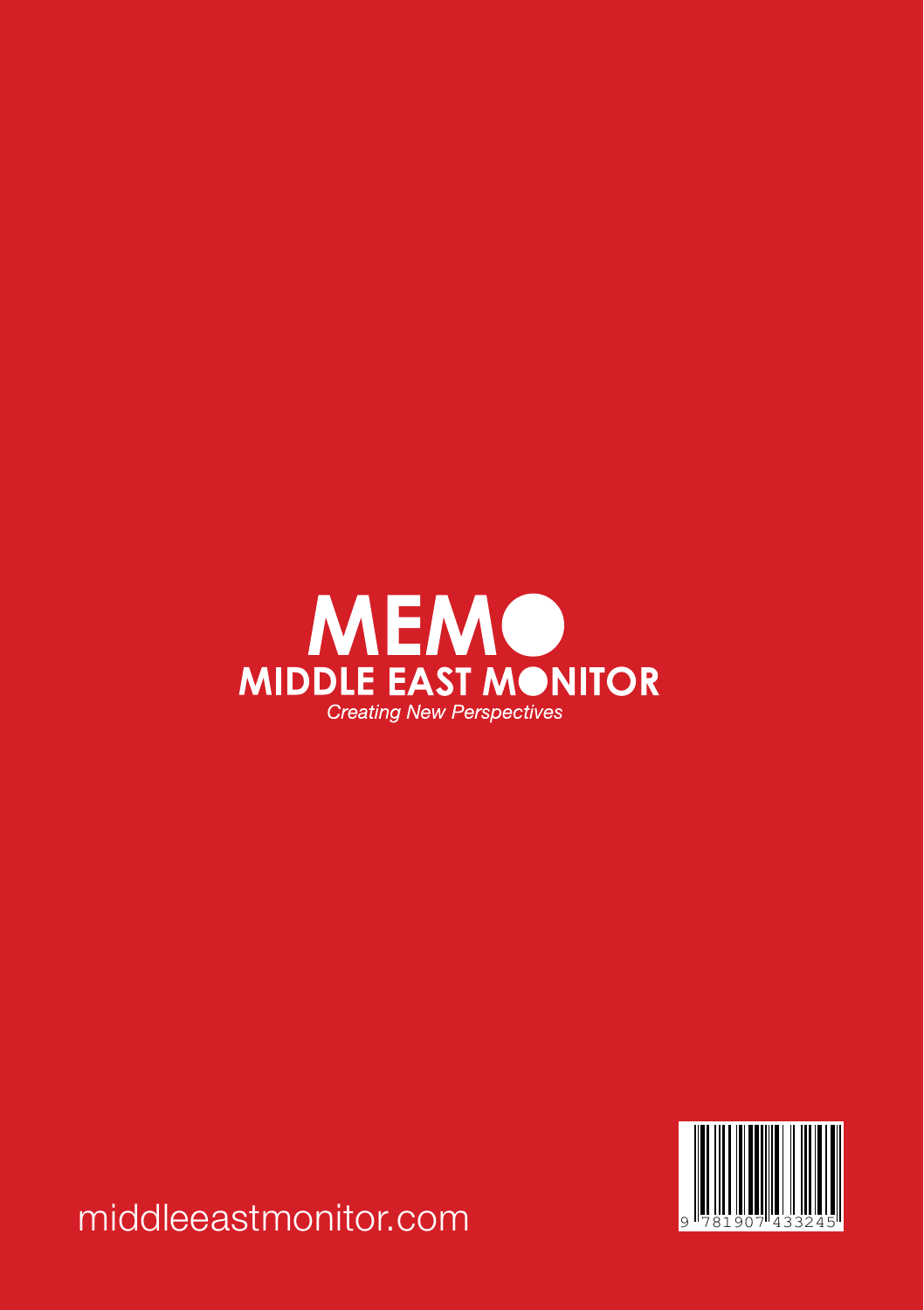**MEMO**

**MIDDLE EAST MONITOR**

*Creating New Perspectives*

middleeastmonitor.com

9 781907 433245